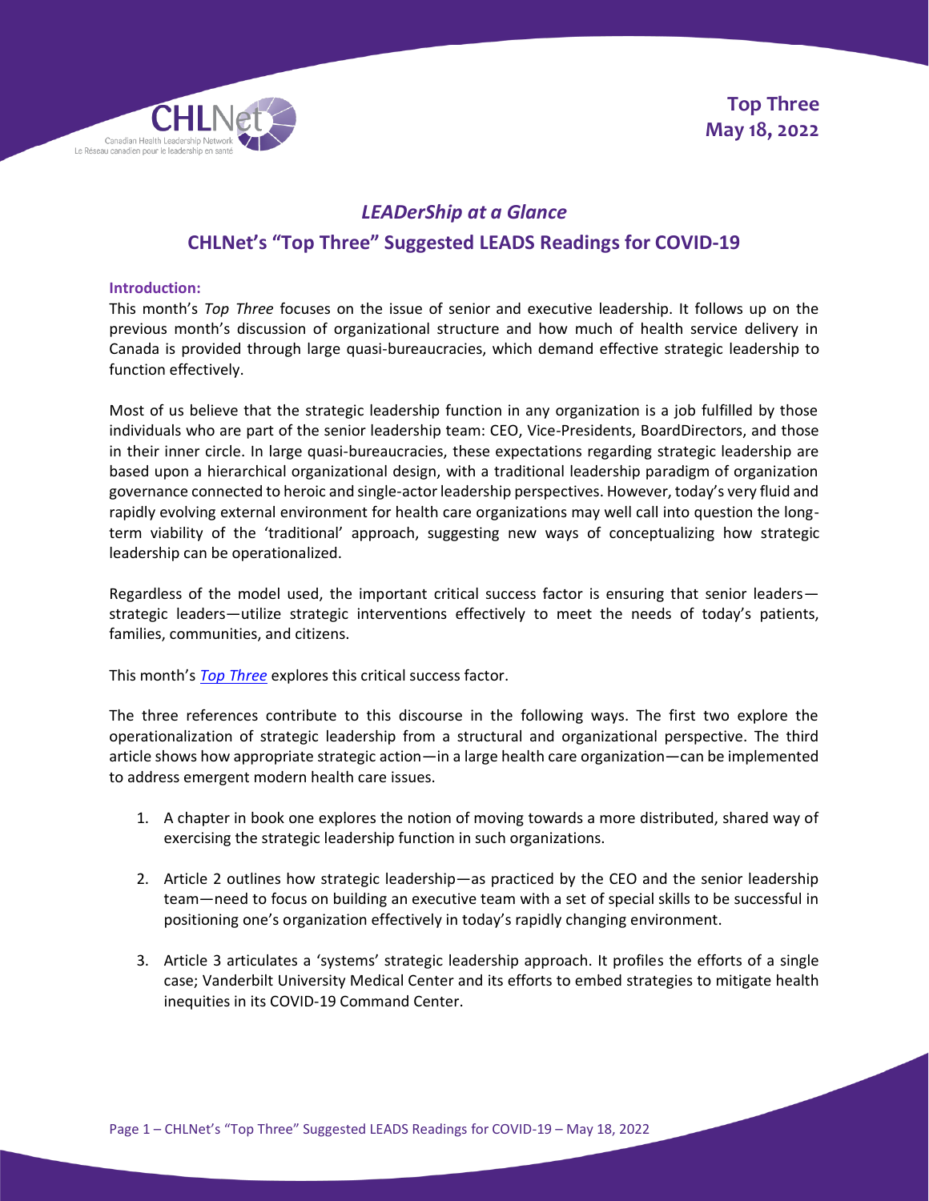Top Three
May 18, 2022

# *LEADerShip at a Glance*

## CHLNet's "Top Three" Suggested LEADS Readings for COVID-19

**Introduction:**

This month's *Top Three* focuses on the issue of senior and executive leadership. It follows up on the previous month's discussion of organizational structure and how much of health service delivery in Canada is provided through large quasi-bureaucracies, which demand effective strategic leadership to function effectively.

Most of us believe that the strategic leadership function in any organization is a job fulfilled by those individuals who are part of the senior leadership team: CEO, Vice-Presidents, BoardDirectors, and those in their inner circle. In large quasi-bureaucracies, these expectations regarding strategic leadership are based upon a hierarchical organizational design, with a traditional leadership paradigm of organization governance connected to heroic and single-actor leadership perspectives. However, today's very fluid and rapidly evolving external environment for health care organizations may well call into question the long-term viability of the 'traditional' approach, suggesting new ways of conceptualizing how strategic leadership can be operationalized.

Regardless of the model used, the important critical success factor is ensuring that senior leaders—strategic leaders—utilize strategic interventions effectively to meet the needs of today's patients, families, communities, and citizens.

This month's *Top Three* explores this critical success factor.

The three references contribute to this discourse in the following ways. The first two explore the operationalization of strategic leadership from a structural and organizational perspective. The third article shows how appropriate strategic action—in a large health care organization—can be implemented to address emergent modern health care issues.

1. A chapter in book one explores the notion of moving towards a more distributed, shared way of exercising the strategic leadership function in such organizations.
2. Article 2 outlines how strategic leadership—as practiced by the CEO and the senior leadership team—need to focus on building an executive team with a set of special skills to be successful in positioning one's organization effectively in today's rapidly changing environment.
3. Article 3 articulates a 'systems' strategic leadership approach. It profiles the efforts of a single case; Vanderbilt University Medical Center and its efforts to embed strategies to mitigate health inequities in its COVID-19 Command Center.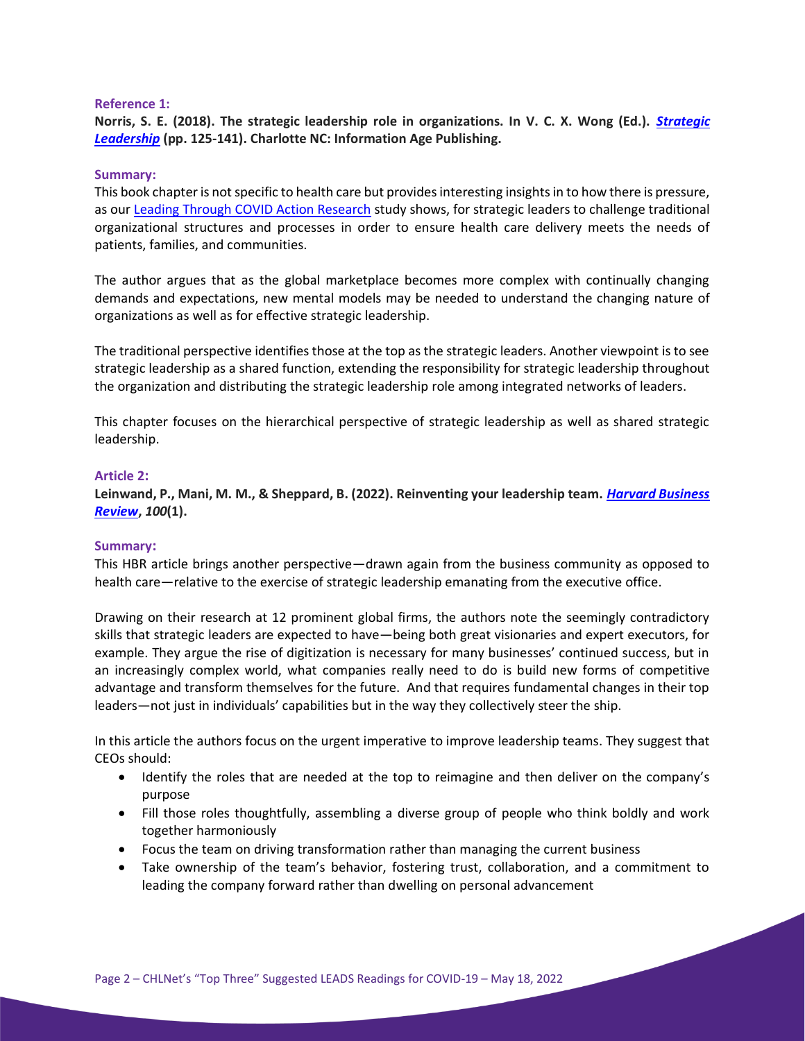#### Reference 1:

**Norris, S. E. (2018). The strategic leadership role in organizations. In V. C. X. Wong (Ed.). *Strategic Leadership* (pp. 125-141). Charlotte NC: Information Age Publishing.**

#### Summary:

This book chapter is not specific to health care but provides interesting insights in to how there is pressure, as our Leading Through COVID Action Research study shows, for strategic leaders to challenge traditional organizational structures and processes in order to ensure health care delivery meets the needs of patients, families, and communities.

The author argues that as the global marketplace becomes more complex with continually changing demands and expectations, new mental models may be needed to understand the changing nature of organizations as well as for effective strategic leadership.

The traditional perspective identifies those at the top as the strategic leaders. Another viewpoint is to see strategic leadership as a shared function, extending the responsibility for strategic leadership throughout the organization and distributing the strategic leadership role among integrated networks of leaders.

This chapter focuses on the hierarchical perspective of strategic leadership as well as shared strategic leadership.

#### Article 2:

**Leinwand, P., Mani, M. M., & Sheppard, B. (2022). Reinventing your leadership team. *Harvard Business Review*, *100*(1).**

#### Summary:

This HBR article brings another perspective—drawn again from the business community as opposed to health care—relative to the exercise of strategic leadership emanating from the executive office.

Drawing on their research at 12 prominent global firms, the authors note the seemingly contradictory skills that strategic leaders are expected to have—being both great visionaries and expert executors, for example. They argue the rise of digitization is necessary for many businesses' continued success, but in an increasingly complex world, what companies really need to do is build new forms of competitive advantage and transform themselves for the future. And that requires fundamental changes in their top leaders—not just in individuals' capabilities but in the way they collectively steer the ship.

In this article the authors focus on the urgent imperative to improve leadership teams. They suggest that CEOs should:

- Identify the roles that are needed at the top to reimagine and then deliver on the company's purpose
- Fill those roles thoughtfully, assembling a diverse group of people who think boldly and work together harmoniously
- Focus the team on driving transformation rather than managing the current business
- Take ownership of the team's behavior, fostering trust, collaboration, and a commitment to leading the company forward rather than dwelling on personal advancement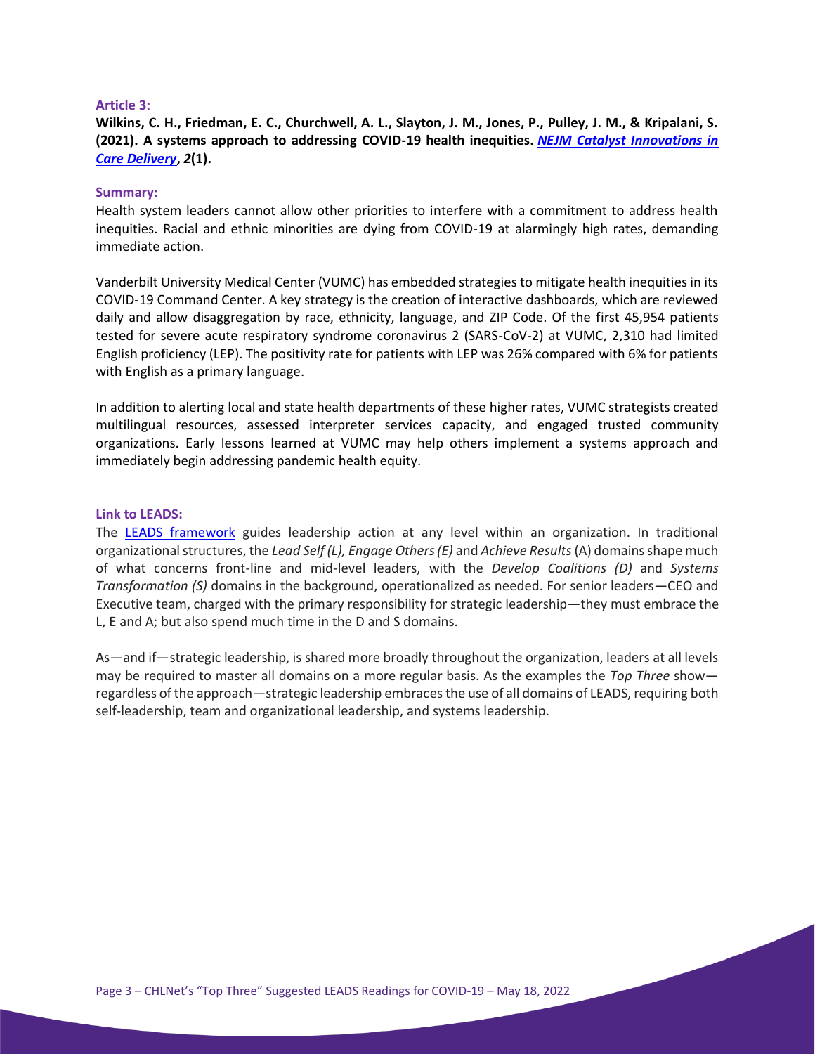### Article 3:

**Wilkins, C. H., Friedman, E. C., Churchwell, A. L., Slayton, J. M., Jones, P., Pulley, J. M., & Kripalani, S. (2021). A systems approach to addressing COVID-19 health inequities. *NEJM Catalyst Innovations in Care Delivery*, *2*(1).**

### Summary:

Health system leaders cannot allow other priorities to interfere with a commitment to address health inequities. Racial and ethnic minorities are dying from COVID-19 at alarmingly high rates, demanding immediate action.

Vanderbilt University Medical Center (VUMC) has embedded strategies to mitigate health inequities in its COVID-19 Command Center. A key strategy is the creation of interactive dashboards, which are reviewed daily and allow disaggregation by race, ethnicity, language, and ZIP Code. Of the first 45,954 patients tested for severe acute respiratory syndrome coronavirus 2 (SARS-CoV-2) at VUMC, 2,310 had limited English proficiency (LEP). The positivity rate for patients with LEP was 26% compared with 6% for patients with English as a primary language.

In addition to alerting local and state health departments of these higher rates, VUMC strategists created multilingual resources, assessed interpreter services capacity, and engaged trusted community organizations. Early lessons learned at VUMC may help others implement a systems approach and immediately begin addressing pandemic health equity.

### Link to LEADS:

The LEADS framework guides leadership action at any level within an organization. In traditional organizational structures, the *Lead Self (L), Engage Others (E)* and *Achieve Results* (A) domains shape much of what concerns front-line and mid-level leaders, with the *Develop Coalitions (D)* and *Systems Transformation (S)* domains in the background, operationalized as needed. For senior leaders—CEO and Executive team, charged with the primary responsibility for strategic leadership—they must embrace the L, E and A; but also spend much time in the D and S domains.

As—and if—strategic leadership, is shared more broadly throughout the organization, leaders at all levels may be required to master all domains on a more regular basis. As the examples the *Top Three* show—regardless of the approach—strategic leadership embraces the use of all domains of LEADS, requiring both self-leadership, team and organizational leadership, and systems leadership.